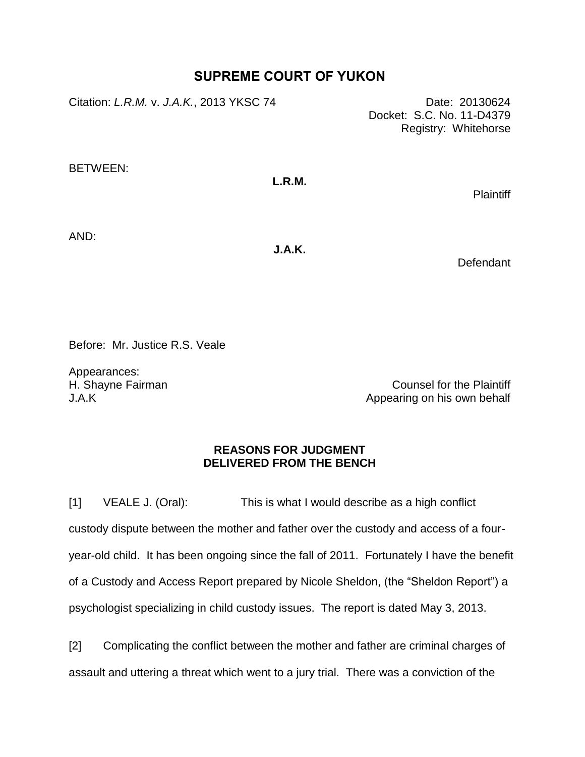# SUPREME COURT OF YUKON

Citation: *L.R.M.* v. *J.A.K.*, 2013 YKSC 74

Date: 20130624
Docket: S.C. No. 11-D4379
Registry: Whitehorse

BETWEEN:

**L.R.M.**

Plaintiff

AND:

**J.A.K.**

Defendant

Before: Mr. Justice R.S. Veale

Appearances:

H. Shayne Fairman — Counsel for the Plaintiff
J.A.K — Appearing on his own behalf

**REASONS FOR JUDGMENT
DELIVERED FROM THE BENCH**

[1] VEALE J. (Oral): This is what I would describe as a high conflict custody dispute between the mother and father over the custody and access of a four-year-old child. It has been ongoing since the fall of 2011. Fortunately I have the benefit of a Custody and Access Report prepared by Nicole Sheldon, (the "Sheldon Report") a psychologist specializing in child custody issues. The report is dated May 3, 2013.

[2] Complicating the conflict between the mother and father are criminal charges of assault and uttering a threat which went to a jury trial. There was a conviction of the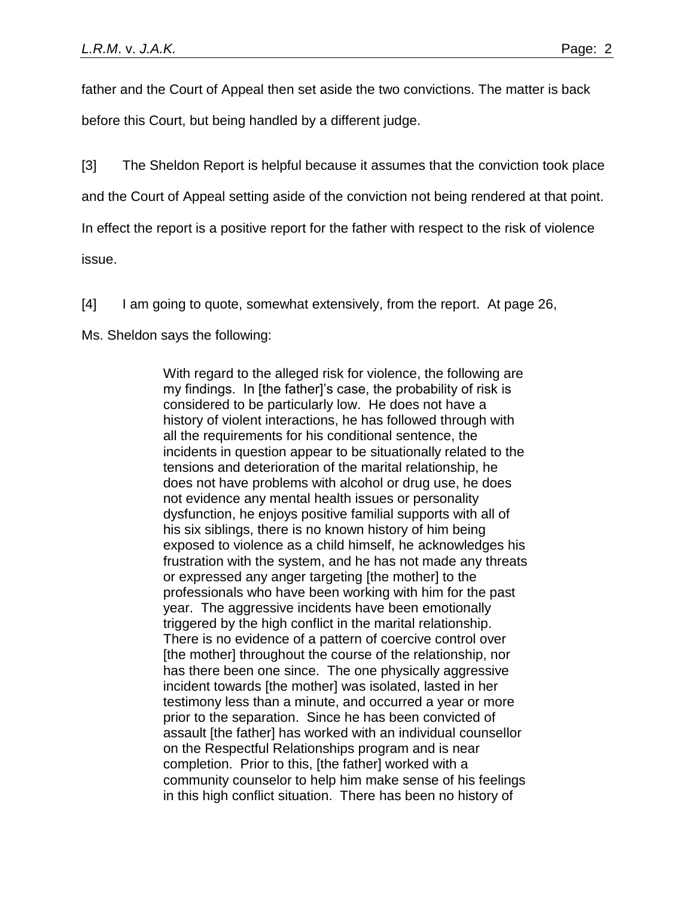father and the Court of Appeal then set aside the two convictions. The matter is back before this Court, but being handled by a different judge.

[3] The Sheldon Report is helpful because it assumes that the conviction took place and the Court of Appeal setting aside of the conviction not being rendered at that point. In effect the report is a positive report for the father with respect to the risk of violence issue.

[4] I am going to quote, somewhat extensively, from the report. At page 26, Ms. Sheldon says the following:

> With regard to the alleged risk for violence, the following are my findings. In [the father]'s case, the probability of risk is considered to be particularly low. He does not have a history of violent interactions, he has followed through with all the requirements for his conditional sentence, the incidents in question appear to be situationally related to the tensions and deterioration of the marital relationship, he does not have problems with alcohol or drug use, he does not evidence any mental health issues or personality dysfunction, he enjoys positive familial supports with all of his six siblings, there is no known history of him being exposed to violence as a child himself, he acknowledges his frustration with the system, and he has not made any threats or expressed any anger targeting [the mother] to the professionals who have been working with him for the past year. The aggressive incidents have been emotionally triggered by the high conflict in the marital relationship. There is no evidence of a pattern of coercive control over [the mother] throughout the course of the relationship, nor has there been one since. The one physically aggressive incident towards [the mother] was isolated, lasted in her testimony less than a minute, and occurred a year or more prior to the separation. Since he has been convicted of assault [the father] has worked with an individual counsellor on the Respectful Relationships program and is near completion. Prior to this, [the father] worked with a community counselor to help him make sense of his feelings in this high conflict situation. There has been no history of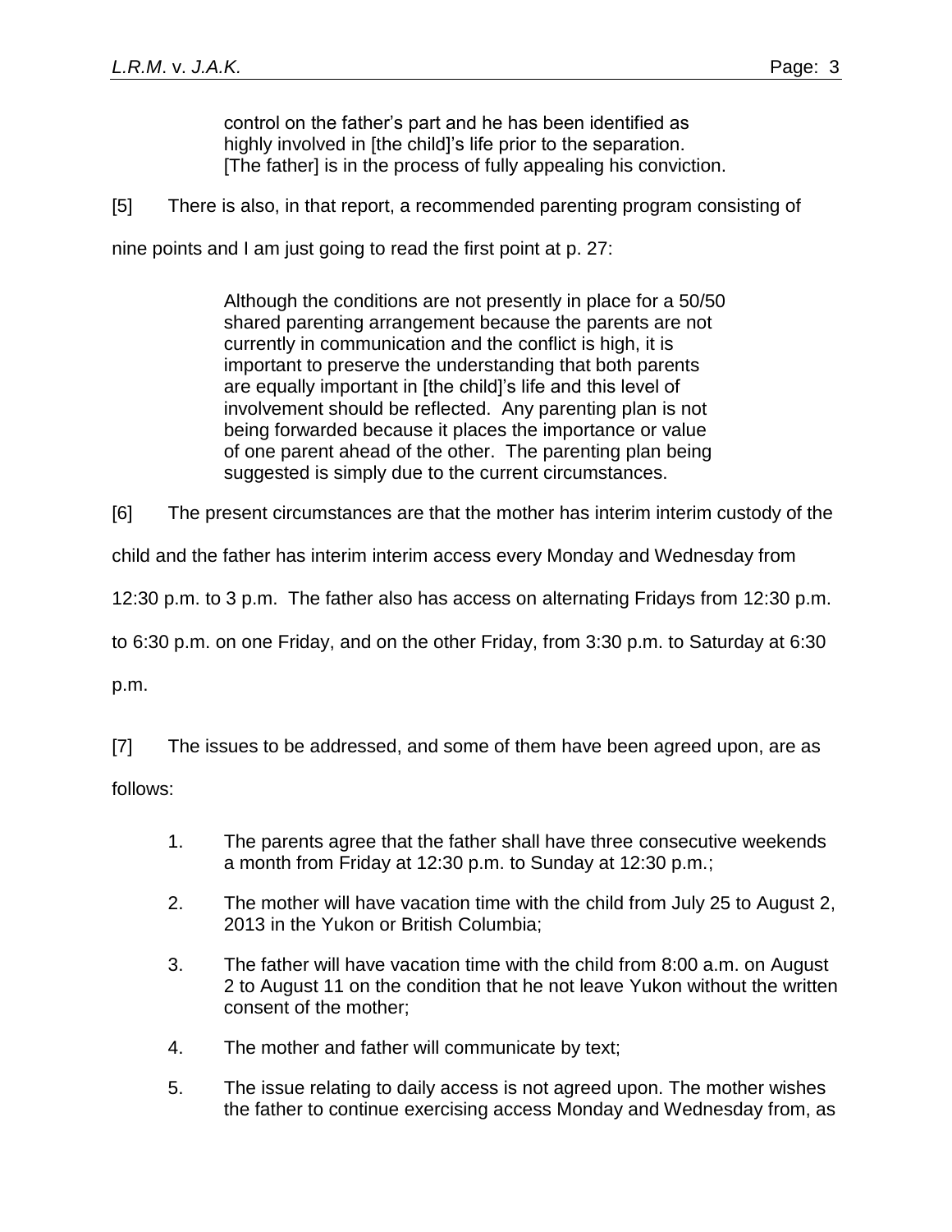control on the father's part and he has been identified as highly involved in [the child]'s life prior to the separation. [The father] is in the process of fully appealing his conviction.

[5] There is also, in that report, a recommended parenting program consisting of nine points and I am just going to read the first point at p. 27:

> Although the conditions are not presently in place for a 50/50 shared parenting arrangement because the parents are not currently in communication and the conflict is high, it is important to preserve the understanding that both parents are equally important in [the child]'s life and this level of involvement should be reflected. Any parenting plan is not being forwarded because it places the importance or value of one parent ahead of the other. The parenting plan being suggested is simply due to the current circumstances.

[6] The present circumstances are that the mother has interim interim custody of the child and the father has interim interim access every Monday and Wednesday from 12:30 p.m. to 3 p.m. The father also has access on alternating Fridays from 12:30 p.m. to 6:30 p.m. on one Friday, and on the other Friday, from 3:30 p.m. to Saturday at 6:30 p.m.

[7] The issues to be addressed, and some of them have been agreed upon, are as follows:

1. The parents agree that the father shall have three consecutive weekends a month from Friday at 12:30 p.m. to Sunday at 12:30 p.m.;
2. The mother will have vacation time with the child from July 25 to August 2, 2013 in the Yukon or British Columbia;
3. The father will have vacation time with the child from 8:00 a.m. on August 2 to August 11 on the condition that he not leave Yukon without the written consent of the mother;
4. The mother and father will communicate by text;
5. The issue relating to daily access is not agreed upon. The mother wishes the father to continue exercising access Monday and Wednesday from, as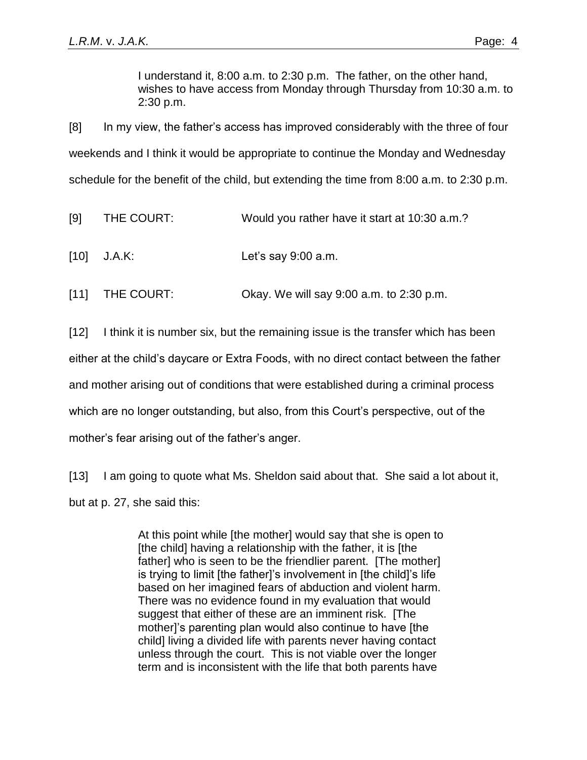> I understand it, 8:00 a.m. to 2:30 p.m. The father, on the other hand, wishes to have access from Monday through Thursday from 10:30 a.m. to 2:30 p.m.

[8] In my view, the father's access has improved considerably with the three of four weekends and I think it would be appropriate to continue the Monday and Wednesday schedule for the benefit of the child, but extending the time from 8:00 a.m. to 2:30 p.m.

[9] THE COURT: Would you rather have it start at 10:30 a.m.?

[10] J.A.K: Let's say 9:00 a.m.

[11] THE COURT: Okay. We will say 9:00 a.m. to 2:30 p.m.

[12] I think it is number six, but the remaining issue is the transfer which has been either at the child's daycare or Extra Foods, with no direct contact between the father and mother arising out of conditions that were established during a criminal process which are no longer outstanding, but also, from this Court's perspective, out of the mother's fear arising out of the father's anger.

[13] I am going to quote what Ms. Sheldon said about that. She said a lot about it, but at p. 27, she said this:

> At this point while [the mother] would say that she is open to [the child] having a relationship with the father, it is [the father] who is seen to be the friendlier parent. [The mother] is trying to limit [the father]'s involvement in [the child]'s life based on her imagined fears of abduction and violent harm. There was no evidence found in my evaluation that would suggest that either of these are an imminent risk. [The mother]'s parenting plan would also continue to have [the child] living a divided life with parents never having contact unless through the court. This is not viable over the longer term and is inconsistent with the life that both parents have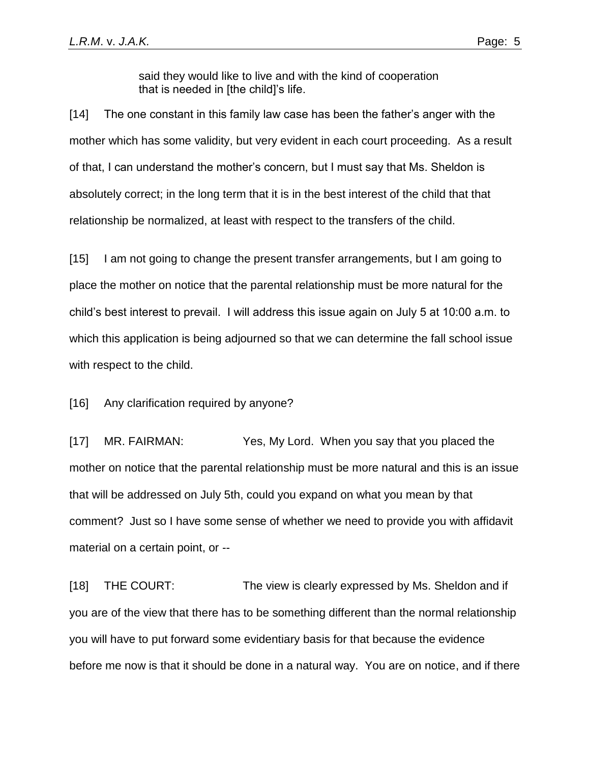said they would like to live and with the kind of cooperation that is needed in [the child]'s life.

[14] The one constant in this family law case has been the father's anger with the mother which has some validity, but very evident in each court proceeding. As a result of that, I can understand the mother's concern, but I must say that Ms. Sheldon is absolutely correct; in the long term that it is in the best interest of the child that that relationship be normalized, at least with respect to the transfers of the child.

[15] I am not going to change the present transfer arrangements, but I am going to place the mother on notice that the parental relationship must be more natural for the child's best interest to prevail. I will address this issue again on July 5 at 10:00 a.m. to which this application is being adjourned so that we can determine the fall school issue with respect to the child.

[16] Any clarification required by anyone?

[17] MR. FAIRMAN: Yes, My Lord. When you say that you placed the mother on notice that the parental relationship must be more natural and this is an issue that will be addressed on July 5th, could you expand on what you mean by that comment? Just so I have some sense of whether we need to provide you with affidavit material on a certain point, or --

[18] THE COURT: The view is clearly expressed by Ms. Sheldon and if you are of the view that there has to be something different than the normal relationship you will have to put forward some evidentiary basis for that because the evidence before me now is that it should be done in a natural way. You are on notice, and if there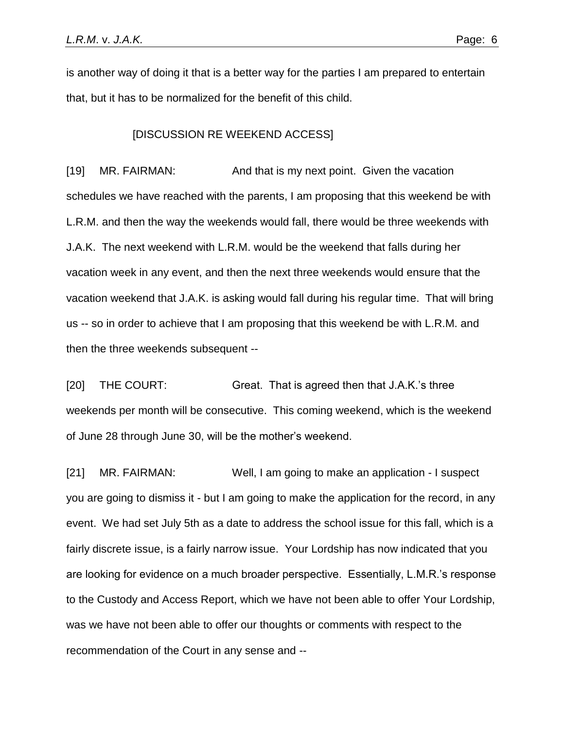is another way of doing it that is a better way for the parties I am prepared to entertain that, but it has to be normalized for the benefit of this child.

[DISCUSSION RE WEEKEND ACCESS]

[19] MR. FAIRMAN: And that is my next point. Given the vacation schedules we have reached with the parents, I am proposing that this weekend be with L.R.M. and then the way the weekends would fall, there would be three weekends with J.A.K. The next weekend with L.R.M. would be the weekend that falls during her vacation week in any event, and then the next three weekends would ensure that the vacation weekend that J.A.K. is asking would fall during his regular time. That will bring us -- so in order to achieve that I am proposing that this weekend be with L.R.M. and then the three weekends subsequent --

[20] THE COURT: Great. That is agreed then that J.A.K.'s three weekends per month will be consecutive. This coming weekend, which is the weekend of June 28 through June 30, will be the mother's weekend.

[21] MR. FAIRMAN: Well, I am going to make an application - I suspect you are going to dismiss it - but I am going to make the application for the record, in any event. We had set July 5th as a date to address the school issue for this fall, which is a fairly discrete issue, is a fairly narrow issue. Your Lordship has now indicated that you are looking for evidence on a much broader perspective. Essentially, L.M.R.'s response to the Custody and Access Report, which we have not been able to offer Your Lordship, was we have not been able to offer our thoughts or comments with respect to the recommendation of the Court in any sense and --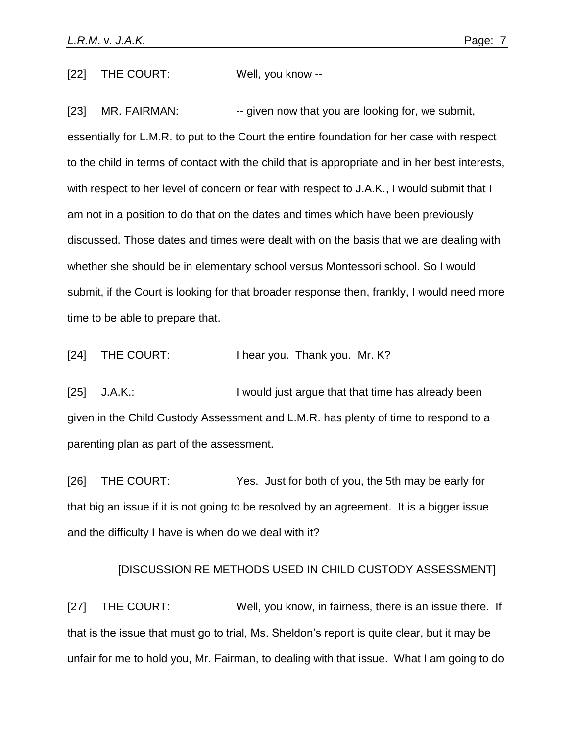[22] THE COURT: Well, you know --

[23] MR. FAIRMAN: -- given now that you are looking for, we submit, essentially for L.M.R. to put to the Court the entire foundation for her case with respect to the child in terms of contact with the child that is appropriate and in her best interests, with respect to her level of concern or fear with respect to J.A.K., I would submit that I am not in a position to do that on the dates and times which have been previously discussed. Those dates and times were dealt with on the basis that we are dealing with whether she should be in elementary school versus Montessori school. So I would submit, if the Court is looking for that broader response then, frankly, I would need more time to be able to prepare that.

[24] THE COURT: I hear you. Thank you. Mr. K?

[25] J.A.K.: I would just argue that that time has already been given in the Child Custody Assessment and L.M.R. has plenty of time to respond to a parenting plan as part of the assessment.

[26] THE COURT: Yes. Just for both of you, the 5th may be early for that big an issue if it is not going to be resolved by an agreement. It is a bigger issue and the difficulty I have is when do we deal with it?

[DISCUSSION RE METHODS USED IN CHILD CUSTODY ASSESSMENT]

[27] THE COURT: Well, you know, in fairness, there is an issue there. If that is the issue that must go to trial, Ms. Sheldon's report is quite clear, but it may be unfair for me to hold you, Mr. Fairman, to dealing with that issue. What I am going to do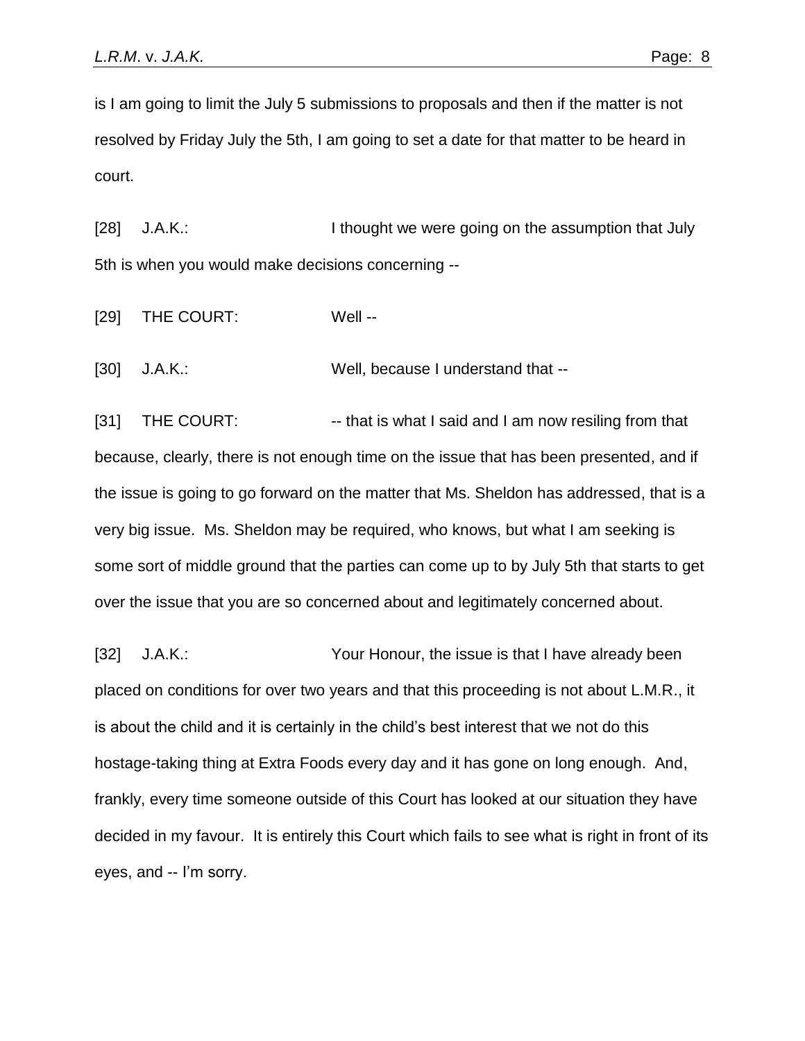is I am going to limit the July 5 submissions to proposals and then if the matter is not resolved by Friday July the 5th, I am going to set a date for that matter to be heard in court.

[28] J.A.K.: I thought we were going on the assumption that July 5th is when you would make decisions concerning --

[29] THE COURT: Well --

[30] J.A.K.: Well, because I understand that --

[31] THE COURT: -- that is what I said and I am now resiling from that because, clearly, there is not enough time on the issue that has been presented, and if the issue is going to go forward on the matter that Ms. Sheldon has addressed, that is a very big issue. Ms. Sheldon may be required, who knows, but what I am seeking is some sort of middle ground that the parties can come up to by July 5th that starts to get over the issue that you are so concerned about and legitimately concerned about.

[32] J.A.K.: Your Honour, the issue is that I have already been placed on conditions for over two years and that this proceeding is not about L.M.R., it is about the child and it is certainly in the child's best interest that we not do this hostage-taking thing at Extra Foods every day and it has gone on long enough. And, frankly, every time someone outside of this Court has looked at our situation they have decided in my favour. It is entirely this Court which fails to see what is right in front of its eyes, and -- I'm sorry.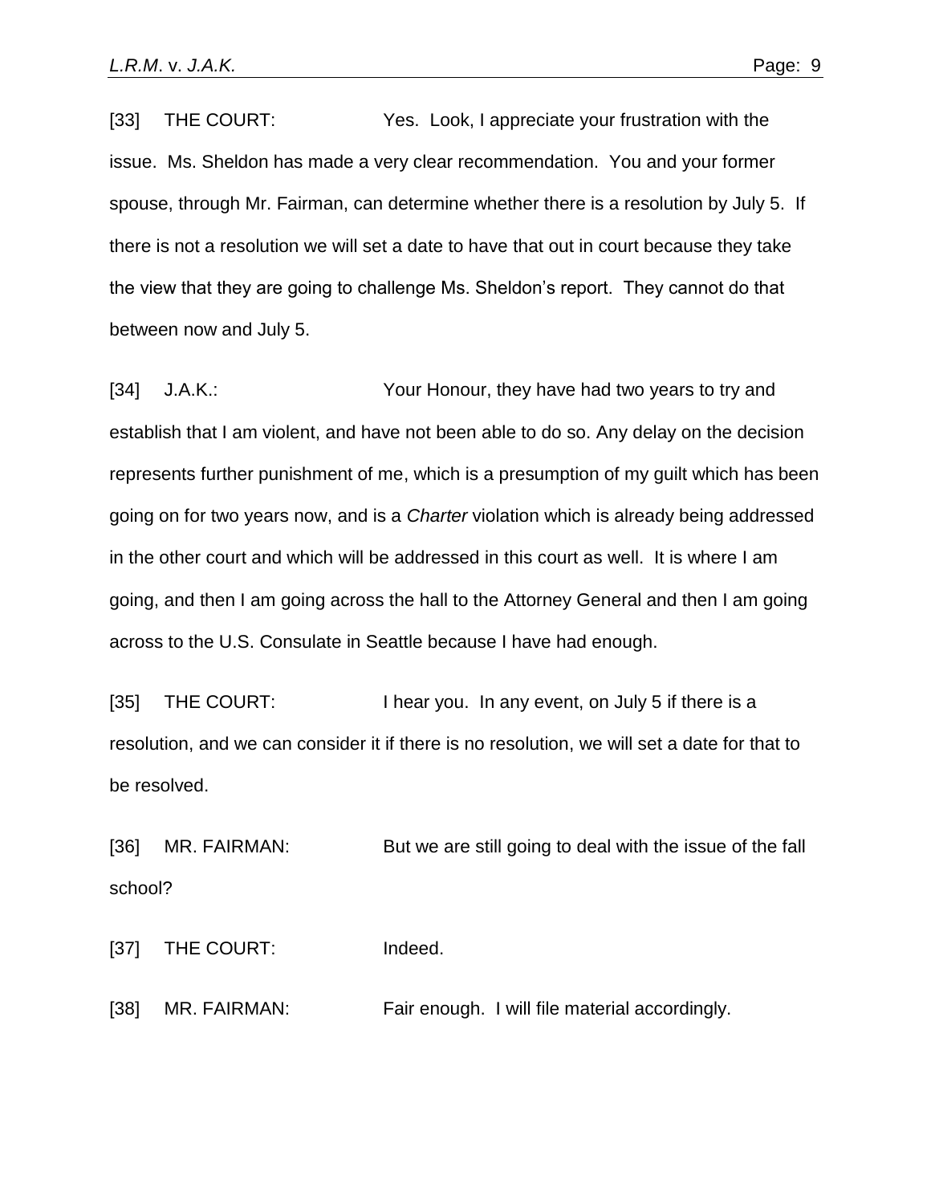[33] THE COURT: Yes. Look, I appreciate your frustration with the issue. Ms. Sheldon has made a very clear recommendation. You and your former spouse, through Mr. Fairman, can determine whether there is a resolution by July 5. If there is not a resolution we will set a date to have that out in court because they take the view that they are going to challenge Ms. Sheldon's report. They cannot do that between now and July 5.

[34] J.A.K.: Your Honour, they have had two years to try and establish that I am violent, and have not been able to do so. Any delay on the decision represents further punishment of me, which is a presumption of my guilt which has been going on for two years now, and is a *Charter* violation which is already being addressed in the other court and which will be addressed in this court as well. It is where I am going, and then I am going across the hall to the Attorney General and then I am going across to the U.S. Consulate in Seattle because I have had enough.

[35] THE COURT: I hear you. In any event, on July 5 if there is a resolution, and we can consider it if there is no resolution, we will set a date for that to be resolved.

[36] MR. FAIRMAN: But we are still going to deal with the issue of the fall school?

[37] THE COURT: Indeed.

[38] MR. FAIRMAN: Fair enough. I will file material accordingly.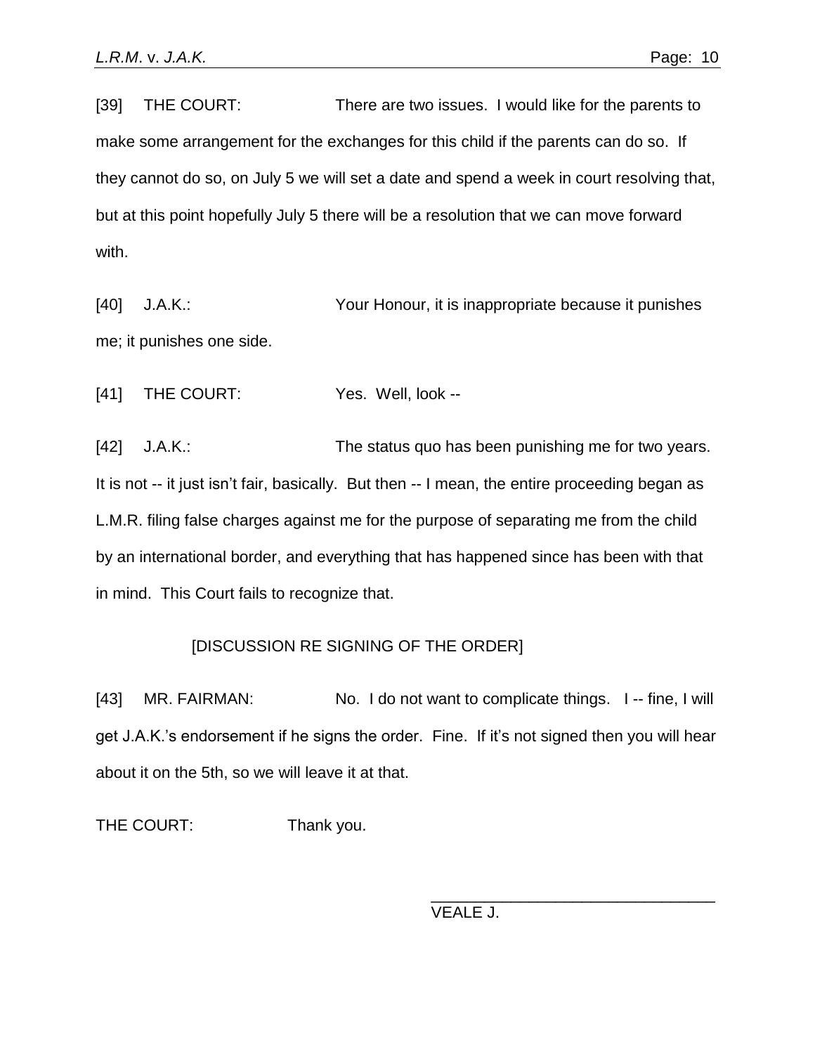[39] THE COURT: There are two issues. I would like for the parents to make some arrangement for the exchanges for this child if the parents can do so. If they cannot do so, on July 5 we will set a date and spend a week in court resolving that, but at this point hopefully July 5 there will be a resolution that we can move forward with.

[40] J.A.K.: Your Honour, it is inappropriate because it punishes me; it punishes one side.

[41] THE COURT: Yes. Well, look --

[42] J.A.K.: The status quo has been punishing me for two years. It is not -- it just isn't fair, basically. But then -- I mean, the entire proceeding began as L.M.R. filing false charges against me for the purpose of separating me from the child by an international border, and everything that has happened since has been with that in mind. This Court fails to recognize that.

[DISCUSSION RE SIGNING OF THE ORDER]

[43] MR. FAIRMAN: No. I do not want to complicate things. I -- fine, I will get J.A.K.'s endorsement if he signs the order. Fine. If it's not signed then you will hear about it on the 5th, so we will leave it at that.

THE COURT: Thank you.

\_\_\_\_\_\_\_\_\_\_\_\_\_\_\_\_\_\_\_\_\_\_\_\_\_\_\_\_\_\_\_\_

VEALE J.